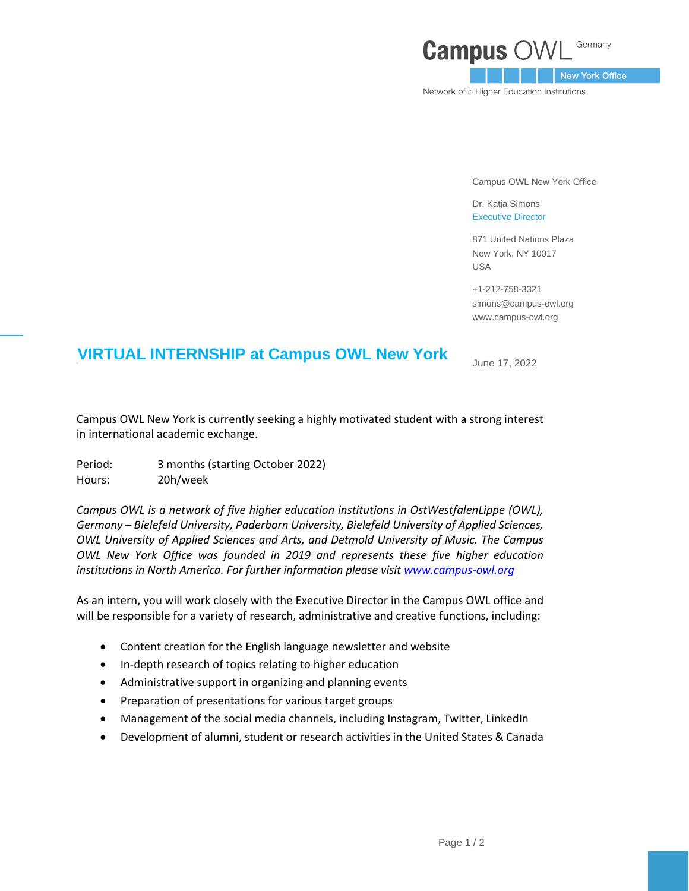Campus OWL Germany

New York Office

Network of 5 Higher Education Institutions

Campus OWL New York Office

Dr. Katja Simons
Executive Director

871 United Nations Plaza
New York, NY 10017
USA

+1-212-758-3321
simons@campus-owl.org
www.campus-owl.org

June 17, 2022

# VIRTUAL INTERNSHIP at Campus OWL New York

Campus OWL New York is currently seeking a highly motivated student with a strong interest in international academic exchange.

Period: 3 months (starting October 2022)
Hours: 20h/week

*Campus OWL is a network of five higher education institutions in OstWestfalenLippe (OWL), Germany – Bielefeld University, Paderborn University, Bielefeld University of Applied Sciences, OWL University of Applied Sciences and Arts, and Detmold University of Music. The Campus OWL New York Office was founded in 2019 and represents these five higher education institutions in North America. For further information please visit [www.campus-owl.org](www.campus-owl.org)*

As an intern, you will work closely with the Executive Director in the Campus OWL office and will be responsible for a variety of research, administrative and creative functions, including:

- Content creation for the English language newsletter and website
- In-depth research of topics relating to higher education
- Administrative support in organizing and planning events
- Preparation of presentations for various target groups
- Management of the social media channels, including Instagram, Twitter, LinkedIn
- Development of alumni, student or research activities in the United States & Canada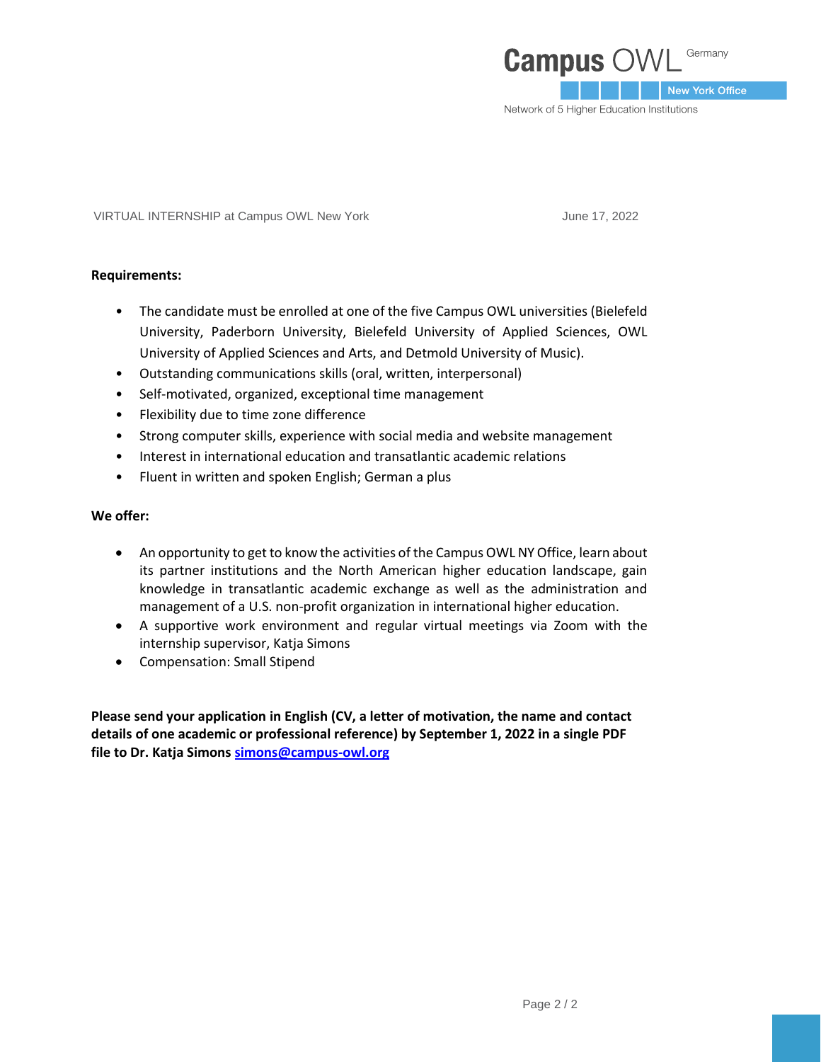VIRTUAL INTERNSHIP at Campus OWL New York June 17, 2022

**Requirements:**

- The candidate must be enrolled at one of the five Campus OWL universities (Bielefeld University, Paderborn University, Bielefeld University of Applied Sciences, OWL University of Applied Sciences and Arts, and Detmold University of Music).
- Outstanding communications skills (oral, written, interpersonal)
- Self-motivated, organized, exceptional time management
- Flexibility due to time zone difference
- Strong computer skills, experience with social media and website management
- Interest in international education and transatlantic academic relations
- Fluent in written and spoken English; German a plus

**We offer:**

- An opportunity to get to know the activities of the Campus OWL NY Office, learn about its partner institutions and the North American higher education landscape, gain knowledge in transatlantic academic exchange as well as the administration and management of a U.S. non-profit organization in international higher education.
- A supportive work environment and regular virtual meetings via Zoom with the internship supervisor, Katja Simons
- Compensation: Small Stipend

**Please send your application in English (CV, a letter of motivation, the name and contact details of one academic or professional reference) by September 1, 2022 in a single PDF file to Dr. Katja Simons [simons@campus-owl.org](mailto:simons@campus-owl.org)**